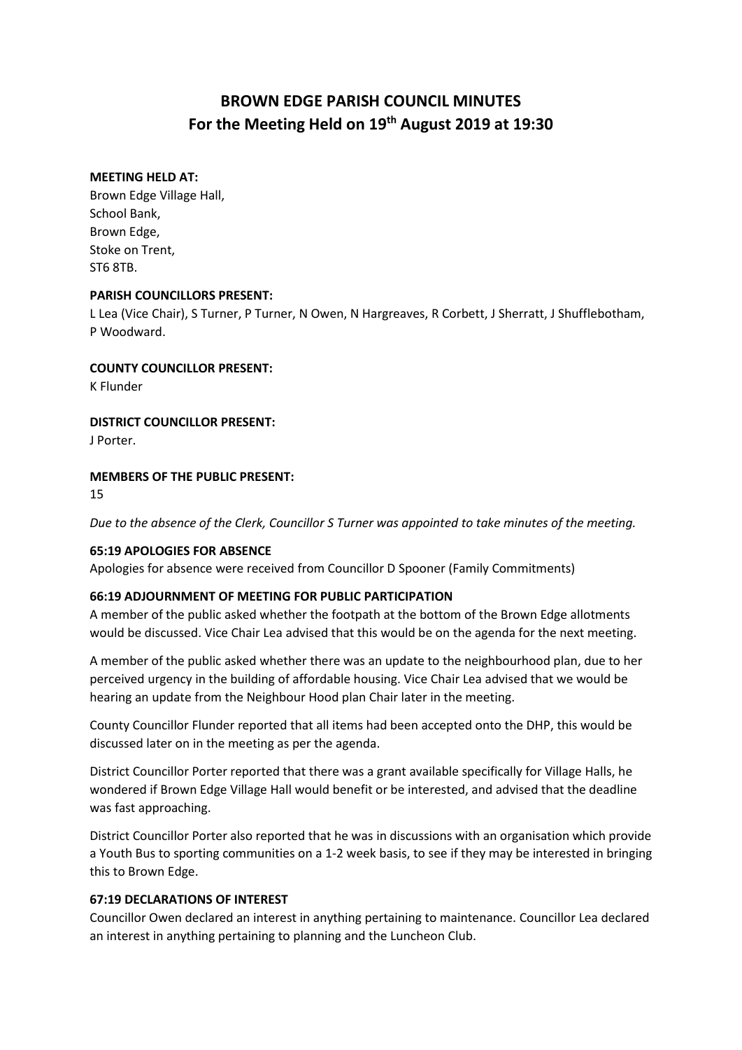# BROWN EDGE PARISH COUNCIL MINUTES
# For the Meeting Held on 19th August 2019 at 19:30

**MEETING HELD AT:**
Brown Edge Village Hall,
School Bank,
Brown Edge,
Stoke on Trent,
ST6 8TB.

**PARISH COUNCILLORS PRESENT:**
L Lea (Vice Chair), S Turner, P Turner, N Owen, N Hargreaves, R Corbett, J Sherratt, J Shufflebotham, P Woodward.

**COUNTY COUNCILLOR PRESENT:**
K Flunder

**DISTRICT COUNCILLOR PRESENT:**
J Porter.

**MEMBERS OF THE PUBLIC PRESENT:**
15

*Due to the absence of the Clerk, Councillor S Turner was appointed to take minutes of the meeting.*

**65:19 APOLOGIES FOR ABSENCE**
Apologies for absence were received from Councillor D Spooner (Family Commitments)

**66:19 ADJOURNMENT OF MEETING FOR PUBLIC PARTICIPATION**
A member of the public asked whether the footpath at the bottom of the Brown Edge allotments would be discussed. Vice Chair Lea advised that this would be on the agenda for the next meeting.

A member of the public asked whether there was an update to the neighbourhood plan, due to her perceived urgency in the building of affordable housing. Vice Chair Lea advised that we would be hearing an update from the Neighbour Hood plan Chair later in the meeting.

County Councillor Flunder reported that all items had been accepted onto the DHP, this would be discussed later on in the meeting as per the agenda.

District Councillor Porter reported that there was a grant available specifically for Village Halls, he wondered if Brown Edge Village Hall would benefit or be interested, and advised that the deadline was fast approaching.

District Councillor Porter also reported that he was in discussions with an organisation which provide a Youth Bus to sporting communities on a 1-2 week basis, to see if they may be interested in bringing this to Brown Edge.

**67:19 DECLARATIONS OF INTEREST**
Councillor Owen declared an interest in anything pertaining to maintenance. Councillor Lea declared an interest in anything pertaining to planning and the Luncheon Club.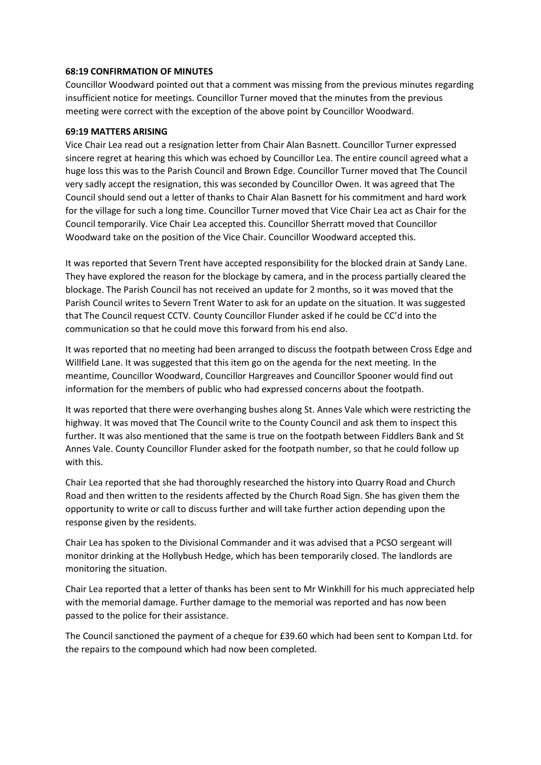**68:19 CONFIRMATION OF MINUTES**

Councillor Woodward pointed out that a comment was missing from the previous minutes regarding insufficient notice for meetings. Councillor Turner moved that the minutes from the previous meeting were correct with the exception of the above point by Councillor Woodward.

**69:19 MATTERS ARISING**

Vice Chair Lea read out a resignation letter from Chair Alan Basnett. Councillor Turner expressed sincere regret at hearing this which was echoed by Councillor Lea. The entire council agreed what a huge loss this was to the Parish Council and Brown Edge. Councillor Turner moved that The Council very sadly accept the resignation, this was seconded by Councillor Owen. It was agreed that The Council should send out a letter of thanks to Chair Alan Basnett for his commitment and hard work for the village for such a long time. Councillor Turner moved that Vice Chair Lea act as Chair for the Council temporarily. Vice Chair Lea accepted this. Councillor Sherratt moved that Councillor Woodward take on the position of the Vice Chair. Councillor Woodward accepted this.

It was reported that Severn Trent have accepted responsibility for the blocked drain at Sandy Lane. They have explored the reason for the blockage by camera, and in the process partially cleared the blockage. The Parish Council has not received an update for 2 months, so it was moved that the Parish Council writes to Severn Trent Water to ask for an update on the situation. It was suggested that The Council request CCTV. County Councillor Flunder asked if he could be CC'd into the communication so that he could move this forward from his end also.

It was reported that no meeting had been arranged to discuss the footpath between Cross Edge and Willfield Lane. It was suggested that this item go on the agenda for the next meeting. In the meantime, Councillor Woodward, Councillor Hargreaves and Councillor Spooner would find out information for the members of public who had expressed concerns about the footpath.

It was reported that there were overhanging bushes along St. Annes Vale which were restricting the highway. It was moved that The Council write to the County Council and ask them to inspect this further. It was also mentioned that the same is true on the footpath between Fiddlers Bank and St Annes Vale. County Councillor Flunder asked for the footpath number, so that he could follow up with this.

Chair Lea reported that she had thoroughly researched the history into Quarry Road and Church Road and then written to the residents affected by the Church Road Sign. She has given them the opportunity to write or call to discuss further and will take further action depending upon the response given by the residents.

Chair Lea has spoken to the Divisional Commander and it was advised that a PCSO sergeant will monitor drinking at the Hollybush Hedge, which has been temporarily closed. The landlords are monitoring the situation.

Chair Lea reported that a letter of thanks has been sent to Mr Winkhill for his much appreciated help with the memorial damage. Further damage to the memorial was reported and has now been passed to the police for their assistance.

The Council sanctioned the payment of a cheque for £39.60 which had been sent to Kompan Ltd. for the repairs to the compound which had now been completed.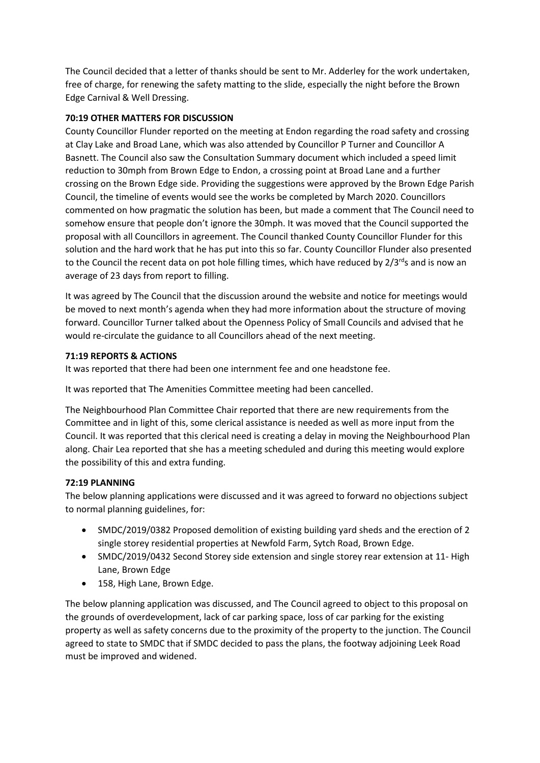The Council decided that a letter of thanks should be sent to Mr. Adderley for the work undertaken, free of charge, for renewing the safety matting to the slide, especially the night before the Brown Edge Carnival & Well Dressing.

**70:19 OTHER MATTERS FOR DISCUSSION**

County Councillor Flunder reported on the meeting at Endon regarding the road safety and crossing at Clay Lake and Broad Lane, which was also attended by Councillor P Turner and Councillor A Basnett. The Council also saw the Consultation Summary document which included a speed limit reduction to 30mph from Brown Edge to Endon, a crossing point at Broad Lane and a further crossing on the Brown Edge side. Providing the suggestions were approved by the Brown Edge Parish Council, the timeline of events would see the works be completed by March 2020. Councillors commented on how pragmatic the solution has been, but made a comment that The Council need to somehow ensure that people don't ignore the 30mph. It was moved that the Council supported the proposal with all Councillors in agreement. The Council thanked County Councillor Flunder for this solution and the hard work that he has put into this so far. County Councillor Flunder also presented to the Council the recent data on pot hole filling times, which have reduced by 2/3rds and is now an average of 23 days from report to filling.

It was agreed by The Council that the discussion around the website and notice for meetings would be moved to next month's agenda when they had more information about the structure of moving forward. Councillor Turner talked about the Openness Policy of Small Councils and advised that he would re-circulate the guidance to all Councillors ahead of the next meeting.

**71:19 REPORTS & ACTIONS**

It was reported that there had been one internment fee and one headstone fee.

It was reported that The Amenities Committee meeting had been cancelled.

The Neighbourhood Plan Committee Chair reported that there are new requirements from the Committee and in light of this, some clerical assistance is needed as well as more input from the Council. It was reported that this clerical need is creating a delay in moving the Neighbourhood Plan along. Chair Lea reported that she has a meeting scheduled and during this meeting would explore the possibility of this and extra funding.

**72:19 PLANNING**

The below planning applications were discussed and it was agreed to forward no objections subject to normal planning guidelines, for:

- SMDC/2019/0382 Proposed demolition of existing building yard sheds and the erection of 2 single storey residential properties at Newfold Farm, Sytch Road, Brown Edge.
- SMDC/2019/0432 Second Storey side extension and single storey rear extension at 11- High Lane, Brown Edge
- 158, High Lane, Brown Edge.

The below planning application was discussed, and The Council agreed to object to this proposal on the grounds of overdevelopment, lack of car parking space, loss of car parking for the existing property as well as safety concerns due to the proximity of the property to the junction. The Council agreed to state to SMDC that if SMDC decided to pass the plans, the footway adjoining Leek Road must be improved and widened.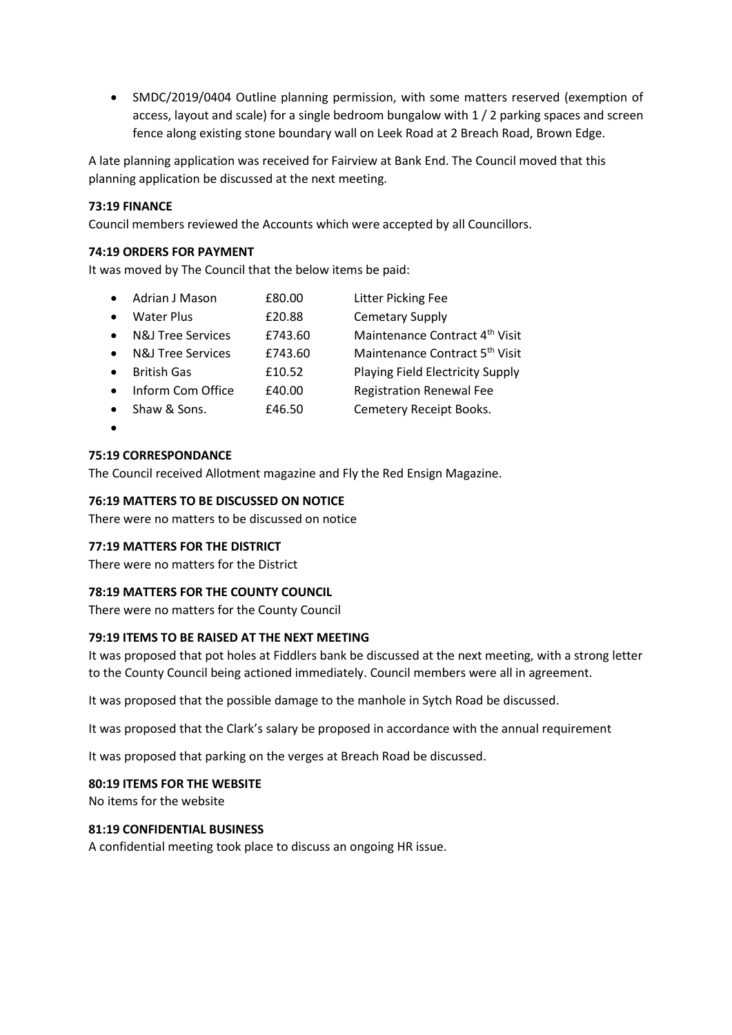- SMDC/2019/0404 Outline planning permission, with some matters reserved (exemption of access, layout and scale) for a single bedroom bungalow with 1 / 2 parking spaces and screen fence along existing stone boundary wall on Leek Road at 2 Breach Road, Brown Edge.

A late planning application was received for Fairview at Bank End. The Council moved that this planning application be discussed at the next meeting.

**73:19 FINANCE**

Council members reviewed the Accounts which were accepted by all Councillors.

**74:19 ORDERS FOR PAYMENT**

It was moved by The Council that the below items be paid:

- Adrian J Mason £80.00 Litter Picking Fee
- Water Plus £20.88 Cemetary Supply
- N&J Tree Services £743.60 Maintenance Contract 4th Visit
- N&J Tree Services £743.60 Maintenance Contract 5th Visit
- British Gas £10.52 Playing Field Electricity Supply
- Inform Com Office £40.00 Registration Renewal Fee
- Shaw & Sons. £46.50 Cemetery Receipt Books.
-

**75:19 CORRESPONDANCE**

The Council received Allotment magazine and Fly the Red Ensign Magazine.

**76:19 MATTERS TO BE DISCUSSED ON NOTICE**

There were no matters to be discussed on notice

**77:19 MATTERS FOR THE DISTRICT**

There were no matters for the District

**78:19 MATTERS FOR THE COUNTY COUNCIL**

There were no matters for the County Council

**79:19 ITEMS TO BE RAISED AT THE NEXT MEETING**

It was proposed that pot holes at Fiddlers bank be discussed at the next meeting, with a strong letter to the County Council being actioned immediately. Council members were all in agreement.

It was proposed that the possible damage to the manhole in Sytch Road be discussed.

It was proposed that the Clark's salary be proposed in accordance with the annual requirement

It was proposed that parking on the verges at Breach Road be discussed.

**80:19 ITEMS FOR THE WEBSITE**

No items for the website

**81:19 CONFIDENTIAL BUSINESS**

A confidential meeting took place to discuss an ongoing HR issue.